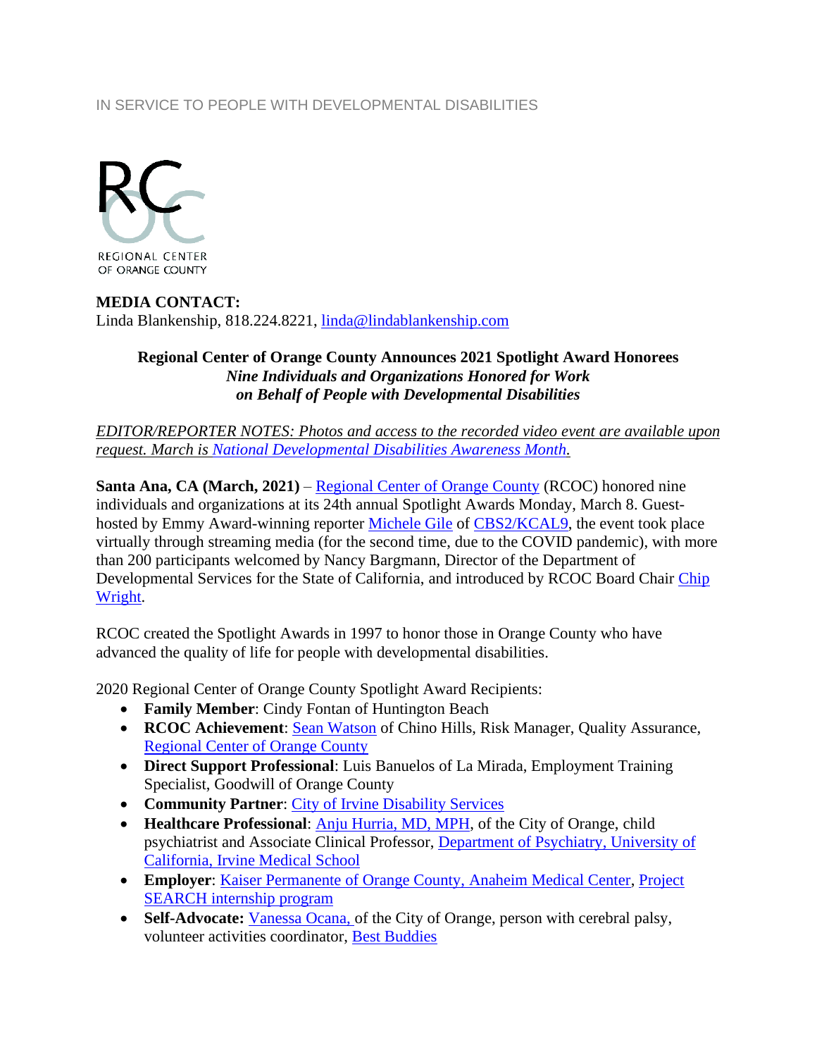IN SERVICE TO PEOPLE WITH DEVELOPMENTAL DISABILITIES

REGIONAL CENTER OF ORANGE COUNTY

**MEDIA CONTACT:**
Linda Blankenship, 818.224.8221, linda@lindablankenship.com

**Regional Center of Orange County Announces 2021 Spotlight Award Honorees**
***Nine Individuals and Organizations Honored for Work on Behalf of People with Developmental Disabilities***

*EDITOR/REPORTER NOTES: Photos and access to the recorded video event are available upon request. March is National Developmental Disabilities Awareness Month.*

**Santa Ana, CA (March, 2021)** – Regional Center of Orange County (RCOC) honored nine individuals and organizations at its 24th annual Spotlight Awards Monday, March 8. Guest-hosted by Emmy Award-winning reporter Michele Gile of CBS2/KCAL9, the event took place virtually through streaming media (for the second time, due to the COVID pandemic), with more than 200 participants welcomed by Nancy Bargmann, Director of the Department of Developmental Services for the State of California, and introduced by RCOC Board Chair Chip Wright.

RCOC created the Spotlight Awards in 1997 to honor those in Orange County who have advanced the quality of life for people with developmental disabilities.

2020 Regional Center of Orange County Spotlight Award Recipients:

- **Family Member**: Cindy Fontan of Huntington Beach
- **RCOC Achievement**: Sean Watson of Chino Hills, Risk Manager, Quality Assurance, Regional Center of Orange County
- **Direct Support Professional**: Luis Banuelos of La Mirada, Employment Training Specialist, Goodwill of Orange County
- **Community Partner**: City of Irvine Disability Services
- **Healthcare Professional**: Anju Hurria, MD, MPH, of the City of Orange, child psychiatrist and Associate Clinical Professor, Department of Psychiatry, University of California, Irvine Medical School
- **Employer**: Kaiser Permanente of Orange County, Anaheim Medical Center, Project SEARCH internship program
- **Self-Advocate:** Vanessa Ocana, of the City of Orange, person with cerebral palsy, volunteer activities coordinator, Best Buddies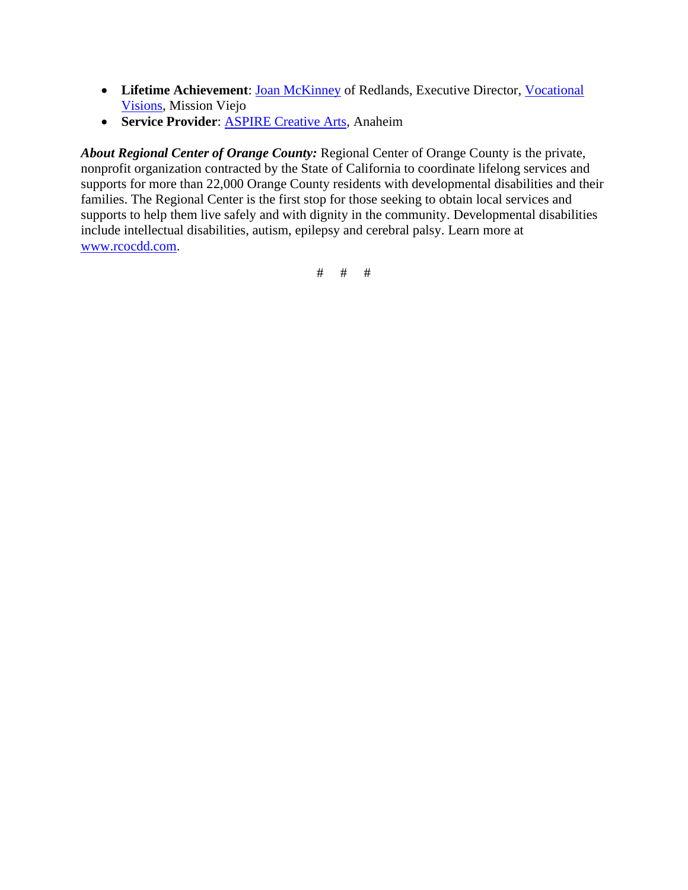- **Lifetime Achievement**: Joan McKinney of Redlands, Executive Director, Vocational Visions, Mission Viejo
- **Service Provider**: ASPIRE Creative Arts, Anaheim

***About Regional Center of Orange County:*** Regional Center of Orange County is the private, nonprofit organization contracted by the State of California to coordinate lifelong services and supports for more than 22,000 Orange County residents with developmental disabilities and their families. The Regional Center is the first stop for those seeking to obtain local services and supports to help them live safely and with dignity in the community. Developmental disabilities include intellectual disabilities, autism, epilepsy and cerebral palsy. Learn more at www.rcocdd.com.

# # #